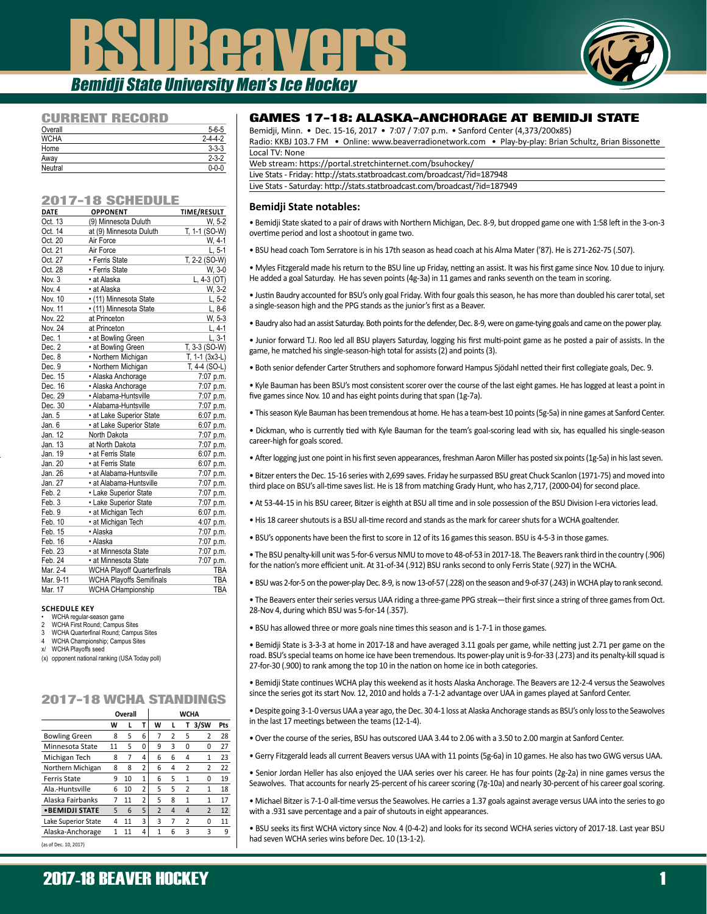# BSUBeavers

*Bemidji State University Men's Ice Hockey*

## CURRENT RECORD

| | |
|---|---|
| Overall | 5-6-5 |
| WCHA | 2-4-4-2 |
| Home | 3-3-3 |
| Away | 2-3-2 |
| Neutral | 0-0-0 |

## 2017-18 SCHEDULE

| DATE | OPPONENT | TIME/RESULT |
|---|---|---|
| Oct. 13 | (9) Minnesota Duluth | W, 5-2 |
| Oct. 14 | at (9) Minnesota Duluth | T, 1-1 (SO-W) |
| Oct. 20 | Air Force | W, 4-1 |
| Oct. 21 | Air Force | L, 5-1 |
| Oct. 27 | • Ferris State | T, 2-2 (SO-W) |
| Oct. 28 | • Ferris State | W, 3-0 |
| Nov. 3 | • at Alaska | L, 4-3 (OT) |
| Nov. 4 | • at Alaska | W, 3-2 |
| Nov. 10 | • (11) Minnesota State | L, 5-2 |
| Nov. 11 | • (11) Minnesota State | L, 8-6 |
| Nov. 22 | at Princeton | W, 5-3 |
| Nov. 24 | at Princeton | L, 4-1 |
| Dec. 1 | • at Bowling Green | L, 3-1 |
| Dec. 2 | • at Bowling Green | T, 3-3 (SO-W) |
| Dec. 8 | • Northern Michigan | T, 1-1 (3x3-L) |
| Dec. 9 | • Northern Michigan | T, 4-4 (SO-L) |
| Dec. 15 | • Alaska Anchorage | 7:07 p.m. |
| Dec. 16 | • Alaska Anchorage | 7:07 p.m. |
| Dec. 29 | • Alabama-Huntsville | 7:07 p.m. |
| Dec. 30 | • Alabama-Huntsville | 7:07 p.m. |
| Jan. 5 | • at Lake Superior State | 6:07 p.m. |
| Jan. 6 | • at Lake Superior State | 6:07 p.m. |
| Jan. 12 | North Dakota | 7:07 p.m. |
| Jan. 13 | at North Dakota | 7:07 p.m. |
| Jan. 19 | • at Ferris State | 6:07 p.m. |
| Jan. 20 | • at Ferris State | 6:07 p.m. |
| Jan. 26 | • at Alabama-Huntsville | 7:07 p.m. |
| Jan. 27 | • at Alabama-Huntsville | 7:07 p.m. |
| Feb. 2 | • Lake Superior State | 7:07 p.m. |
| Feb. 3 | • Lake Superior State | 7:07 p.m. |
| Feb. 9 | • at Michigan Tech | 6:07 p.m. |
| Feb. 10 | • at Michigan Tech | 4:07 p.m. |
| Feb. 15 | • Alaska | 7:07 p.m. |
| Feb. 16 | • Alaska | 7:07 p.m. |
| Feb. 23 | • at Minnesota State | 7:07 p.m. |
| Feb. 24 | • at Minnesota State | 7:07 p.m. |
| Mar. 2-4 | WCHA Playoff Quarterfinals | TBA |
| Mar. 9-11 | WCHA Playoffs Semifinals | TBA |
| Mar. 17 | WCHA CHampionship | TBA |

**SCHEDULE KEY**
- • WCHA regular-season game
- 2 WCHA First Round; Campus Sites
- 3 WCHA Quarterfinal Round; Campus Sites
- 4 WCHA Championship; Campus Sites
- x/ WCHA Playoffs seed
- (x) opponent national ranking (USA Today poll)

## 2017-18 WCHA STANDINGS

| | Overall | | | WCHA | | | | |
|---|---|---|---|---|---|---|---|---|
| | W | L | T | W | L | T | 3/SW | Pts |
| Bowling Green | 8 | 5 | 6 | 7 | 2 | 5 | 2 | 28 |
| Minnesota State | 11 | 5 | 0 | 9 | 3 | 0 | 0 | 27 |
| Michigan Tech | 8 | 7 | 4 | 6 | 6 | 4 | 1 | 23 |
| Northern Michigan | 8 | 8 | 2 | 6 | 4 | 2 | 2 | 22 |
| Ferris State | 9 | 10 | 1 | 6 | 5 | 1 | 0 | 19 |
| Ala.-Huntsville | 6 | 10 | 2 | 5 | 5 | 2 | 1 | 18 |
| Alaska Fairbanks | 7 | 11 | 2 | 5 | 8 | 1 | 1 | 17 |
| **•BEMIDJI STATE** | 5 | 6 | 5 | 2 | 4 | 4 | 2 | 12 |
| Lake Superior State | 4 | 11 | 3 | 3 | 7 | 2 | 0 | 11 |
| Alaska-Anchorage | 1 | 11 | 4 | 1 | 6 | 3 | 3 | 9 |

(as of Dec. 10, 2017)

## GAMES 17-18: ALASKA-ANCHORAGE AT BEMIDJI STATE

Bemidji, Minn. • Dec. 15-16, 2017 • 7:07 / 7:07 p.m. • Sanford Center (4,373/200x85)
Radio: KKBJ 103.7 FM • Online: www.beaverradionetwork.com • Play-by-play: Brian Schultz, Brian Bissonette
Local TV: None
Web stream: https://portal.stretchinternet.com/bsuhockey/
Live Stats - Friday: http://stats.statbroadcast.com/broadcast/?id=187948
Live Stats - Saturday: http://stats.statbroadcast.com/broadcast/?id=187949

### Bemidji State notables:

• Bemidji State skated to a pair of draws with Northern Michigan, Dec. 8-9, but dropped game one with 1:58 left in the 3-on-3 overtime period and lost a shootout in game two.

• BSU head coach Tom Serratore is in his 17th season as head coach at his Alma Mater ('87). He is 271-262-75 (.507).

• Myles Fitzgerald made his return to the BSU line up Friday, netting an assist. It was his first game since Nov. 10 due to injury. He added a goal Saturday. He has seven points (4g-3a) in 11 games and ranks seventh on the team in scoring.

• Justin Baudry accounted for BSU's only goal Friday. With four goals this season, he has more than doubled his carer total, set a single-season high and the PPG stands as the junior's first as a Beaver.

• Baudry also had an assist Saturday. Both points for the defender, Dec. 8-9, were on game-tying goals and came on the power play.

• Junior forward T.J. Roo led all BSU players Saturday, logging his first multi-point game as he posted a pair of assists. In the game, he matched his single-season-high total for assists (2) and points (3).

• Both senior defender Carter Struthers and sophomore forward Hampus Sjödahl netted their first collegiate goals, Dec. 9.

• Kyle Bauman has been BSU's most consistent scorer over the course of the last eight games. He has logged at least a point in five games since Nov. 10 and has eight points during that span (1g-7a).

• This season Kyle Bauman has been tremendous at home. He has a team-best 10 points (5g-5a) in nine games at Sanford Center.

• Dickman, who is currently tied with Kyle Bauman for the team's goal-scoring lead with six, has equalled his single-season career-high for goals scored.

• After logging just one point in his first seven appearances, freshman Aaron Miller has posted six points (1g-5a) in his last seven.

• Bitzer enters the Dec. 15-16 series with 2,699 saves. Friday he surpassed BSU great Chuck Scanlon (1971-75) and moved into third place on BSU's all-time saves list. He is 18 from matching Grady Hunt, who has 2,717, (2000-04) for second place.

• At 53-44-15 in his BSU career, Bitzer is eighth at BSU all time and in sole possession of the BSU Division I-era victories lead.

• His 18 career shutouts is a BSU all-time record and stands as the mark for career shuts for a WCHA goaltender.

• BSU's opponents have been the first to score in 12 of its 16 games this season. BSU is 4-5-3 in those games.

• The BSU penalty-kill unit was 5-for-6 versus NMU to move to 48-of-53 in 2017-18. The Beavers rank third in the country (.906) for the nation's more efficient unit. At 31-of-34 (.912) BSU ranks second to only Ferris State (.927) in the WCHA.

• BSU was 2-for-5 on the power-play Dec. 8-9, is now 13-of-57 (.228) on the season and 9-of-37 (.243) in WCHA play to rank second.

• The Beavers enter their series versus UAA riding a three-game PPG streak—their first since a string of three games from Oct. 28-Nov 4, during which BSU was 5-for-14 (.357).

• BSU has allowed three or more goals nine times this season and is 1-7-1 in those games.

• Bemidji State is 3-3-3 at home in 2017-18 and have averaged 3.11 goals per game, while netting just 2.71 per game on the road. BSU's special teams on home ice have been tremendous. Its power-play unit is 9-for-33 (.273) and its penalty-kill squad is 27-for-30 (.900) to rank among the top 10 in the nation on home ice in both categories.

• Bemidji State continues WCHA play this weekend as it hosts Alaska Anchorage. The Beavers are 12-2-4 versus the Seawolves since the series got its start Nov. 12, 2010 and holds a 7-1-2 advantage over UAA in games played at Sanford Center.

• Despite going 3-1-0 versus UAA a year ago, the Dec. 30 4-1 loss at Alaska Anchorage stands as BSU's only loss to the Seawolves in the last 17 meetings between the teams (12-1-4).

• Over the course of the series, BSU has outscored UAA 3.44 to 2.06 with a 3.50 to 2.00 margin at Sanford Center.

• Gerry Fitzgerald leads all current Beavers versus UAA with 11 points (5g-6a) in 10 games. He also has two GWG versus UAA.

• Senior Jordan Heller has also enjoyed the UAA series over his career. He has four points (2g-2a) in nine games versus the Seawolves. That accounts for nearly 25-percent of his career scoring (7g-10a) and nearly 30-percent of his career goal scoring.

• Michael Bitzer is 7-1-0 all-time versus the Seawolves. He carries a 1.37 goals against average versus UAA into the series to go with a .931 save percentage and a pair of shutouts in eight appearances.

• BSU seeks its first WCHA victory since Nov. 4 (0-4-2) and looks for its second WCHA series victory of 2017-18. Last year BSU had seven WCHA series wins before Dec. 10 (13-1-2).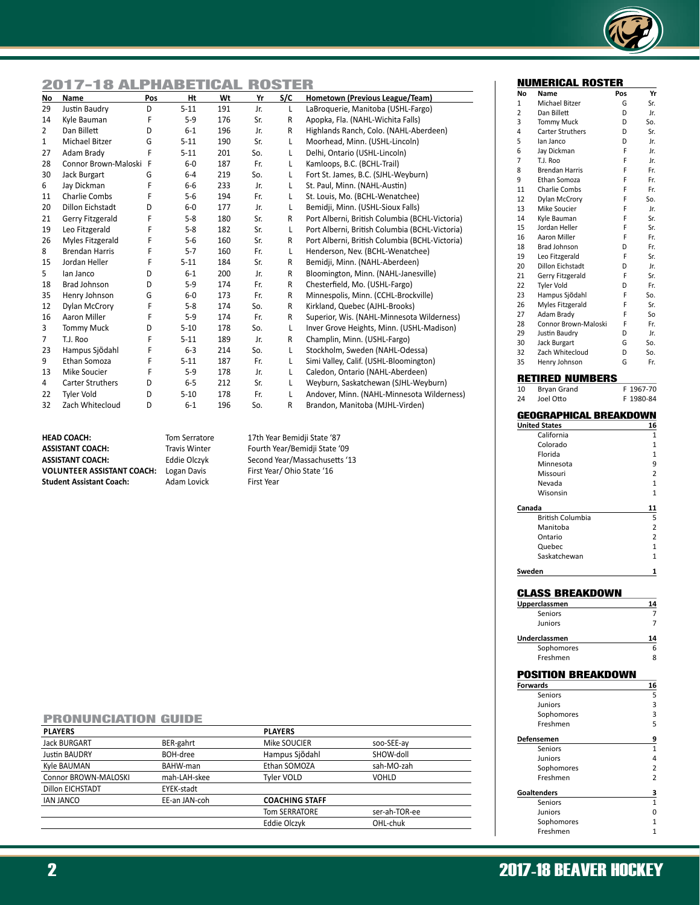## 2017-18 ALPHABETICAL ROSTER

| No | Name | Pos | Ht | Wt | Yr | S/C | Hometown (Previous League/Team) |
|---|---|---|---|---|---|---|---|
| 29 | Justin Baudry | D | 5-11 | 191 | Jr. | L | LaBroquerie, Manitoba (USHL-Fargo) |
| 14 | Kyle Bauman | F | 5-9 | 176 | Sr. | R | Apopka, Fla. (NAHL-Wichita Falls) |
| 2 | Dan Billett | D | 6-1 | 196 | Jr. | R | Highlands Ranch, Colo. (NAHL-Aberdeen) |
| 1 | Michael Bitzer | G | 5-11 | 190 | Sr. | L | Moorhead, Minn. (USHL-Lincoln) |
| 27 | Adam Brady | F | 5-11 | 201 | So. | L | Delhi, Ontario (USHL-Lincoln) |
| 28 | Connor Brown-Maloski | F | 6-0 | 187 | Fr. | L | Kamloops, B.C. (BCHL-Trail) |
| 30 | Jack Burgart | G | 6-4 | 219 | So. | L | Fort St. James, B.C. (SJHL-Weyburn) |
| 6 | Jay Dickman | F | 6-6 | 233 | Jr. | L | St. Paul, Minn. (NAHL-Austin) |
| 11 | Charlie Combs | F | 5-6 | 194 | Fr. | L | St. Louis, Mo. (BCHL-Wenatchee) |
| 20 | Dillon Eichstadt | D | 6-0 | 177 | Jr. | L | Bemidji, Minn. (USHL-Sioux Falls) |
| 21 | Gerry Fitzgerald | F | 5-8 | 180 | Sr. | R | Port Alberni, British Columbia (BCHL-Victoria) |
| 19 | Leo Fitzgerald | F | 5-8 | 182 | Sr. | L | Port Alberni, British Columbia (BCHL-Victoria) |
| 26 | Myles Fitzgerald | F | 5-6 | 160 | Sr. | R | Port Alberni, British Columbia (BCHL-Victoria) |
| 8 | Brendan Harris | F | 5-7 | 160 | Fr. | L | Henderson, Nev. (BCHL-Wenatchee) |
| 15 | Jordan Heller | F | 5-11 | 184 | Sr. | R | Bemidji, Minn. (NAHL-Aberdeen) |
| 5 | Ian Janco | D | 6-1 | 200 | Jr. | R | Bloomington, Minn. (NAHL-Janesville) |
| 18 | Brad Johnson | D | 5-9 | 174 | Fr. | R | Chesterfield, Mo. (USHL-Fargo) |
| 35 | Henry Johnson | G | 6-0 | 173 | Fr. | R | Minnepolis, Minn. (CCHL-Brockville) |
| 12 | Dylan McCrory | F | 5-8 | 174 | So. | R | Kirkland, Quebec (AJHL-Brooks) |
| 16 | Aaron Miller | F | 5-9 | 174 | Fr. | R | Superior, Wis. (NAHL-Minnesota Wilderness) |
| 3 | Tommy Muck | D | 5-10 | 178 | So. | L | Inver Grove Heights, Minn. (USHL-Madison) |
| 7 | T.J. Roo | F | 5-11 | 189 | Jr. | R | Champlin, Minn. (USHL-Fargo) |
| 23 | Hampus Sjödahl | F | 6-3 | 214 | So. | L | Stockholm, Sweden (NAHL-Odessa) |
| 9 | Ethan Somoza | F | 5-11 | 187 | Fr. | L | Simi Valley, Calif. (USHL-Bloomington) |
| 13 | Mike Soucier | F | 5-9 | 178 | Jr. | L | Caledon, Ontario (NAHL-Aberdeen) |
| 4 | Carter Struthers | D | 6-5 | 212 | Sr. | L | Weyburn, Saskatchewan (SJHL-Weyburn) |
| 22 | Tyler Vold | D | 5-10 | 178 | Fr. | L | Andover, Minn. (NAHL-Minnesota Wilderness) |
| 32 | Zach Whitecloud | D | 6-1 | 196 | So. | R | Brandon, Manitoba (MJHL-Virden) |

| | | |
|---|---|---|
| **HEAD COACH:** | Tom Serratore | 17th Year Bemidji State '87 |
| **ASSISTANT COACH:** | Travis Winter | Fourth Year/Bemidji State '09 |
| **ASSISTANT COACH:** | Eddie Olczyk | Second Year/Massachusetts '13 |
| **VOLUNTEER ASSISTANT COACH:** | Logan Davis | First Year/ Ohio State '16 |
| **Student Assistant Coach:** | Adam Lovick | First Year |

## PRONUNCIATION GUIDE

| PLAYERS | | PLAYERS | |
|---|---|---|---|
| Jack BURGART | BER-gahrt | Mike SOUCIER | soo-SEE-ay |
| Justin BAUDRY | BOH-dree | Hampus Sjödahl | SHOW-doll |
| Kyle BAUMAN | BAHW-man | Ethan SOMOZA | sah-MO-zah |
| Connor BROWN-MALOSKI | mah-LAH-skee | Tyler VOLD | VOHLD |
| Dillon EICHSTADT | EYEK-stadt | | |
| IAN JANCO | EE-an JAN-coh | **COACHING STAFF** | |
| | | Tom SERRATORE | ser-ah-TOR-ee |
| | | Eddie Olczyk | OHL-chuk |

## NUMERICAL ROSTER

| No | Name | Pos | Yr |
|---|---|---|---|
| 1 | Michael Bitzer | G | Sr. |
| 2 | Dan Billett | D | Jr. |
| 3 | Tommy Muck | D | So. |
| 4 | Carter Struthers | D | Sr. |
| 5 | Ian Janco | D | Jr. |
| 6 | Jay Dickman | F | Jr. |
| 7 | T.J. Roo | F | Jr. |
| 8 | Brendan Harris | F | Fr. |
| 9 | Ethan Somoza | F | Fr. |
| 11 | Charlie Combs | F | Fr. |
| 12 | Dylan McCrory | F | So. |
| 13 | Mike Soucier | F | Jr. |
| 14 | Kyle Bauman | F | Sr. |
| 15 | Jordan Heller | F | Sr. |
| 16 | Aaron Miller | F | Fr. |
| 18 | Brad Johnson | D | Fr. |
| 19 | Leo Fitzgerald | F | Sr. |
| 20 | Dillon Eichstadt | D | Jr. |
| 21 | Gerry Fitzgerald | F | Sr. |
| 22 | Tyler Vold | D | Fr. |
| 23 | Hampus Sjödahl | F | So. |
| 26 | Myles Fitzgerald | F | Sr. |
| 27 | Adam Brady | F | So |
| 28 | Connor Brown-Maloski | F | Fr. |
| 29 | Justin Baudry | D | Jr. |
| 30 | Jack Burgart | G | So. |
| 32 | Zach Whitecloud | D | So. |
| 35 | Henry Johnson | G | Fr. |

## RETIRED NUMBERS

| | | |
|---|---|---|
| 10 | Bryan Grand | F 1967-70 |
| 24 | Joel Otto | F 1980-84 |

## GEOGRAPHICAL BREAKDOWN

| | |
|---|---|
| **United States** | **16** |
| California | 1 |
| Colorado | 1 |
| Florida | 1 |
| Minnesota | 9 |
| Missouri | 2 |
| Nevada | 1 |
| Wisonsin | 1 |
| **Canada** | **11** |
| British Columbia | 5 |
| Manitoba | 2 |
| Ontario | 2 |
| Quebec | 1 |
| Saskatchewan | 1 |
| **Sweden** | **1** |

## CLASS BREAKDOWN

| | |
|---|---|
| **Upperclassmen** | **14** |
| Seniors | 7 |
| Juniors | 7 |
| **Underclassmen** | **14** |
| Sophomores | 6 |
| Freshmen | 8 |

## POSITION BREAKDOWN

| | |
|---|---|
| **Forwards** | **16** |
| Seniors | 5 |
| Juniors | 3 |
| Sophomores | 3 |
| Freshmen | 5 |
| **Defensemen** | **9** |
| Seniors | 1 |
| Juniors | 4 |
| Sophomores | 2 |
| Freshmen | 2 |
| **Goaltenders** | **3** |
| Seniors | 1 |
| Juniors | 0 |
| Sophomores | 1 |
| Freshmen | 1 |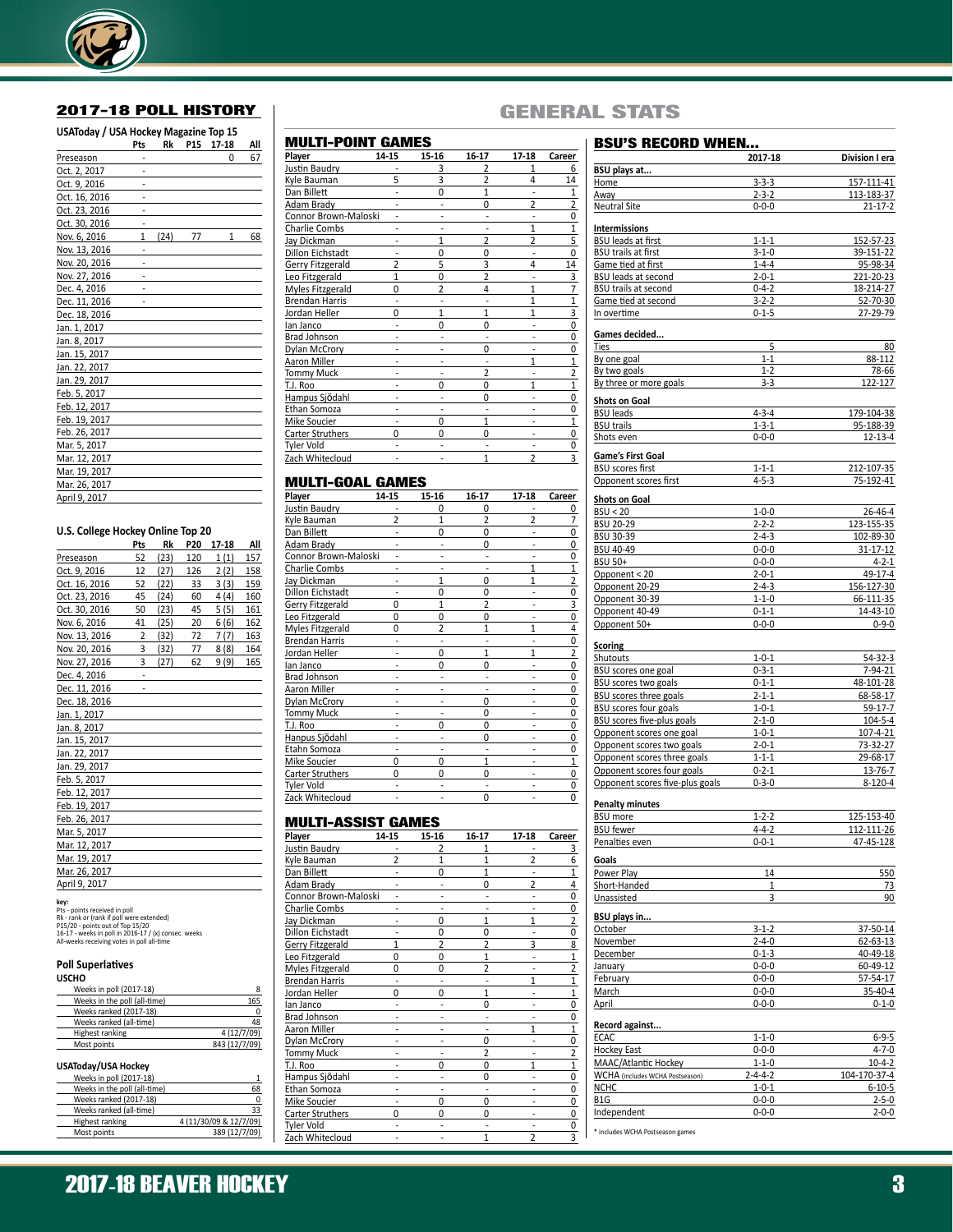## 2017-18 POLL HISTORY

### USAToday / USA Hockey Magazine Top 15

| | Pts | Rk | P15 | 17-18 | All |
|---|---|---|---|---|---|
| Preseason | - | | | 0 | 67 |
| Oct. 2, 2017 | - | | | | |
| Oct. 9, 2016 | - | | | | |
| Oct. 16, 2016 | - | | | | |
| Oct. 23, 2016 | - | | | | |
| Oct. 30, 2016 | - | | | | |
| Nov. 6, 2016 | 1 | (24) | 77 | 1 | 68 |
| Nov. 13, 2016 | - | | | | |
| Nov. 20, 2016 | - | | | | |
| Nov. 27, 2016 | - | | | | |
| Dec. 4, 2016 | - | | | | |
| Dec. 11, 2016 | - | | | | |
| Dec. 18, 2016 | | | | | |
| Jan. 1, 2017 | | | | | |
| Jan. 8, 2017 | | | | | |
| Jan. 15, 2017 | | | | | |
| Jan. 22, 2017 | | | | | |
| Jan. 29, 2017 | | | | | |
| Feb. 5, 2017 | | | | | |
| Feb. 12, 2017 | | | | | |
| Feb. 19, 2017 | | | | | |
| Feb. 26, 2017 | | | | | |
| Mar. 5, 2017 | | | | | |
| Mar. 12, 2017 | | | | | |
| Mar. 19, 2017 | | | | | |
| Mar. 26, 2017 | | | | | |
| April 9, 2017 | | | | | |

### U.S. College Hockey Online Top 20

| | Pts | Rk | P20 | 17-18 | All |
|---|---|---|---|---|---|
| Preseason | 52 | (23) | 120 | 1 (1) | 157 |
| Oct. 9, 2016 | 12 | (27) | 126 | 2 (2) | 158 |
| Oct. 16, 2016 | 52 | (22) | 33 | 3 (3) | 159 |
| Oct. 23, 2016 | 45 | (24) | 60 | 4 (4) | 160 |
| Oct. 30, 2016 | 50 | (23) | 45 | 5 (5) | 161 |
| Nov. 6, 2016 | 41 | (25) | 20 | 6 (6) | 162 |
| Nov. 13, 2016 | 2 | (32) | 72 | 7 (7) | 163 |
| Nov. 20, 2016 | 3 | (32) | 77 | 8 (8) | 164 |
| Nov. 27, 2016 | 3 | (27) | 62 | 9 (9) | 165 |
| Dec. 4, 2016 | - | | | | |
| Dec. 11, 2016 | - | | | | |
| Dec. 18, 2016 | | | | | |
| Jan. 1, 2017 | | | | | |
| Jan. 8, 2017 | | | | | |
| Jan. 15, 2017 | | | | | |
| Jan. 22, 2017 | | | | | |
| Jan. 29, 2017 | | | | | |
| Feb. 5, 2017 | | | | | |
| Feb. 12, 2017 | | | | | |
| Feb. 19, 2017 | | | | | |
| Feb. 26, 2017 | | | | | |
| Mar. 5, 2017 | | | | | |
| Mar. 12, 2017 | | | | | |
| Mar. 19, 2017 | | | | | |
| Mar. 26, 2017 | | | | | |
| April 9, 2017 | | | | | |

**key:**
Pts - points received in poll
Rk - rank or (rank if poll were extended)
P15/20 - points out of Top 15/20
16-17 - weeks in poll in 2016-17 / (x) consec. weeks
All-weeks receiving votes in poll all-time

### Poll Superlatives

**USCHO**

| | |
|---|---|
| Weeks in poll (2017-18) | 8 |
| Weeks in the poll (all-time) | 165 |
| Weeks ranked (2017-18) | 0 |
| Weeks ranked (all-time) | 48 |
| Highest ranking | 4 (12/7/09) |
| Most points | 843 (12/7/09) |

**USAToday/USA Hockey**

| | |
|---|---|
| Weeks in poll (2017-18) | 1 |
| Weeks in the poll (all-time) | 68 |
| Weeks ranked (2017-18) | 0 |
| Weeks ranked (all-time) | 33 |
| Highest ranking | 4 (11/30/09 & 12/7/09) |
| Most points | 389 (12/7/09) |

## GENERAL STATS

### MULTI-POINT GAMES

| Player | 14-15 | 15-16 | 16-17 | 17-18 | Career |
|---|---|---|---|---|---|
| Justin Baudry | - | 3 | 2 | 1 | 6 |
| Kyle Bauman | 5 | 3 | 2 | 4 | 14 |
| Dan Billett | - | 0 | 1 | - | 1 |
| Adam Brady | - | - | 0 | 2 | 2 |
| Connor Brown-Maloski | - | - | - | - | 0 |
| Charlie Combs | - | - | - | 1 | 1 |
| Jay Dickman | - | 1 | 2 | 2 | 5 |
| Dillon Eichstadt | - | 0 | 0 | - | 0 |
| Gerry Fitzgerald | 2 | 5 | 3 | 4 | 14 |
| Leo Fitzgerald | 1 | 0 | 2 | - | 3 |
| Myles Fitzgerald | 0 | 2 | 4 | 1 | 7 |
| Brendan Harris | - | - | - | 1 | 1 |
| Jordan Heller | 0 | 1 | 1 | 1 | 3 |
| Ian Janco | - | 0 | 0 | - | 0 |
| Brad Johnson | - | - | - | - | 0 |
| Dylan McCrory | - | - | 0 | - | 0 |
| Aaron Miller | - | - | - | 1 | 1 |
| Tommy Muck | - | - | 2 | - | 2 |
| T.J. Roo | - | 0 | 0 | 1 | 1 |
| Hampus Sjödahl | - | - | 0 | - | 0 |
| Ethan Somoza | - | - | - | - | 0 |
| Mike Soucier | - | 0 | 1 | - | 1 |
| Carter Struthers | 0 | 0 | 0 | - | 0 |
| Tyler Vold | - | - | - | - | 0 |
| Zach Whitecloud | - | - | 1 | 2 | 3 |

### MULTI-GOAL GAMES

| Player | 14-15 | 15-16 | 16-17 | 17-18 | Career |
|---|---|---|---|---|---|
| Justin Baudry | - | 0 | 0 | - | 0 |
| Kyle Bauman | 2 | 1 | 2 | 2 | 7 |
| Dan Billett | - | 0 | 0 | - | 0 |
| Adam Brady | - | - | 0 | - | 0 |
| Connor Brown-Maloski | - | - | - | - | 0 |
| Charlie Combs | - | - | - | 1 | 1 |
| Jay Dickman | - | 1 | 0 | 1 | 2 |
| Dillon Eichstadt | - | 0 | 0 | - | 0 |
| Gerry Fitzgerald | 0 | 1 | 2 | - | 3 |
| Leo Fitzgerald | 0 | 0 | 0 | - | 0 |
| Myles Fitzgerald | 0 | 2 | 1 | 1 | 4 |
| Brendan Harris | - | - | - | - | 0 |
| Jordan Heller | - | 0 | 1 | 1 | 2 |
| Ian Janco | - | 0 | 0 | - | 0 |
| Brad Johnson | - | - | - | - | 0 |
| Aaron Miller | - | - | - | - | 0 |
| Dylan McCrory | - | - | 0 | - | 0 |
| Tommy Muck | - | - | 0 | - | 0 |
| T.J. Roo | - | 0 | 0 | - | 0 |
| Hanpus Sjödahl | - | - | 0 | - | 0 |
| Etahn Somoza | - | - | - | - | 0 |
| Mike Soucier | 0 | 0 | 1 | - | 1 |
| Carter Struthers | 0 | 0 | 0 | - | 0 |
| Tyler Vold | - | - | - | - | 0 |
| Zack Whitecloud | - | - | 0 | - | 0 |

### MULTI-ASSIST GAMES

| Player | 14-15 | 15-16 | 16-17 | 17-18 | Career |
|---|---|---|---|---|---|
| Justin Baudry | - | 2 | 1 | - | 3 |
| Kyle Bauman | 2 | 1 | 1 | 2 | 6 |
| Dan Billett | - | 0 | 1 | - | 1 |
| Adam Brady | - | - | 0 | 2 | 4 |
| Connor Brown-Maloski | - | - | - | - | 0 |
| Charlie Combs | - | - | - | - | 0 |
| Jay Dickman | - | 0 | 1 | 1 | 2 |
| Dillon Eichstadt | - | 0 | 0 | - | 0 |
| Gerry Fitzgerald | 1 | 2 | 2 | 3 | 8 |
| Leo Fitzgerald | 0 | 0 | 1 | - | 1 |
| Myles Fitzgerald | 0 | 0 | 2 | - | 2 |
| Brendan Harris | - | - | - | 1 | 1 |
| Jordan Heller | 0 | 0 | 1 | - | 1 |
| Ian Janco | - | - | 0 | - | 0 |
| Brad Johnson | - | - | - | - | 0 |
| Aaron Miller | - | - | - | 1 | 1 |
| Dylan McCrory | - | - | 0 | - | 0 |
| Tommy Muck | - | - | 2 | - | 2 |
| T.J. Roo | - | 0 | 0 | 1 | 1 |
| Hampus Sjödahl | - | - | 0 | - | 0 |
| Ethan Somoza | - | - | - | - | 0 |
| Mike Soucier | - | 0 | 0 | - | 0 |
| Carter Struthers | 0 | 0 | 0 | - | 0 |
| Tyler Vold | - | - | - | - | 0 |
| Zach Whitecloud | - | - | 1 | 2 | 3 |

### BSU'S RECORD WHEN...

| | 2017-18 | Division I era |
|---|---|---|
| **BSU plays at...** | | |
| Home | 3-3-3 | 157-111-41 |
| Away | 2-3-2 | 113-183-37 |
| Neutral Site | 0-0-0 | 21-17-2 |
| **Intermissions** | | |
| BSU leads at first | 1-1-1 | 152-57-23 |
| BSU trails at first | 3-1-0 | 39-151-22 |
| Game tied at first | 1-4-4 | 95-98-34 |
| BSU leads at second | 2-0-1 | 221-20-23 |
| BSU trails at second | 0-4-2 | 18-214-27 |
| Game tied at second | 3-2-2 | 52-70-30 |
| In overtime | 0-1-5 | 27-29-79 |
| **Games decided...** | | |
| Ties | 5 | 80 |
| By one goal | 1-1 | 88-112 |
| By two goals | 1-2 | 78-66 |
| By three or more goals | 3-3 | 122-127 |
| **Shots on Goal** | | |
| BSU leads | 4-3-4 | 179-104-38 |
| BSU trails | 1-3-1 | 95-188-39 |
| Shots even | 0-0-0 | 12-13-4 |
| **Game's First Goal** | | |
| BSU scores first | 1-1-1 | 212-107-35 |
| Opponent scores first | 4-5-3 | 75-192-41 |
| **Shots on Goal** | | |
| BSU < 20 | 1-0-0 | 26-46-4 |
| BSU 20-29 | 2-2-2 | 123-155-35 |
| BSU 30-39 | 2-4-3 | 102-89-30 |
| BSU 40-49 | 0-0-0 | 31-17-12 |
| BSU 50+ | 0-0-0 | 4-2-1 |
| Opponent < 20 | 2-0-1 | 49-17-4 |
| Opponent 20-29 | 2-4-3 | 156-127-30 |
| Opponent 30-39 | 1-1-0 | 66-111-35 |
| Opponent 40-49 | 0-1-1 | 14-43-10 |
| Opponent 50+ | 0-0-0 | 0-9-0 |
| **Scoring** | | |
| Shutouts | 1-0-1 | 54-32-3 |
| BSU scores one goal | 0-3-1 | 7-94-21 |
| BSU scores two goals | 0-1-1 | 48-101-28 |
| BSU scores three goals | 2-1-1 | 68-58-17 |
| BSU scores four goals | 1-0-1 | 59-17-7 |
| BSU scores five-plus goals | 2-1-0 | 104-5-4 |
| Opponent scores one goal | 1-0-1 | 107-4-21 |
| Opponent scores two goals | 2-0-1 | 73-32-27 |
| Opponent scores three goals | 1-1-1 | 29-68-17 |
| Opponent scores four goals | 0-2-1 | 13-76-7 |
| Opponent scores five-plus goals | 0-3-0 | 8-120-4 |
| **Penalty minutes** | | |
| BSU more | 1-2-2 | 125-153-40 |
| BSU fewer | 4-4-2 | 112-111-26 |
| Penalties even | 0-0-1 | 47-45-128 |
| **Goals** | | |
| Power Play | 14 | 550 |
| Short-Handed | 1 | 73 |
| Unassisted | 3 | 90 |
| **BSU plays in...** | | |
| October | 3-1-2 | 37-50-14 |
| November | 2-4-0 | 62-63-13 |
| December | 0-1-3 | 40-49-18 |
| January | 0-0-0 | 60-49-12 |
| February | 0-0-0 | 57-54-17 |
| March | 0-0-0 | 35-40-4 |
| April | 0-0-0 | 0-1-0 |
| **Record against...** | | |
| ECAC | 1-1-0 | 6-9-5 |
| Hockey East | 0-0-0 | 4-7-0 |
| MAAC/Atlantic Hockey | 1-1-0 | 10-4-2 |
| WCHA (includes WCHA Postseason) | 2-4-4-2 | 104-170-37-4 |
| NCHC | 1-0-1 | 6-10-5 |
| B1G | 0-0-0 | 2-5-0 |
| Independent | 0-0-0 | 2-0-0 |

* includes WCHA Postseason games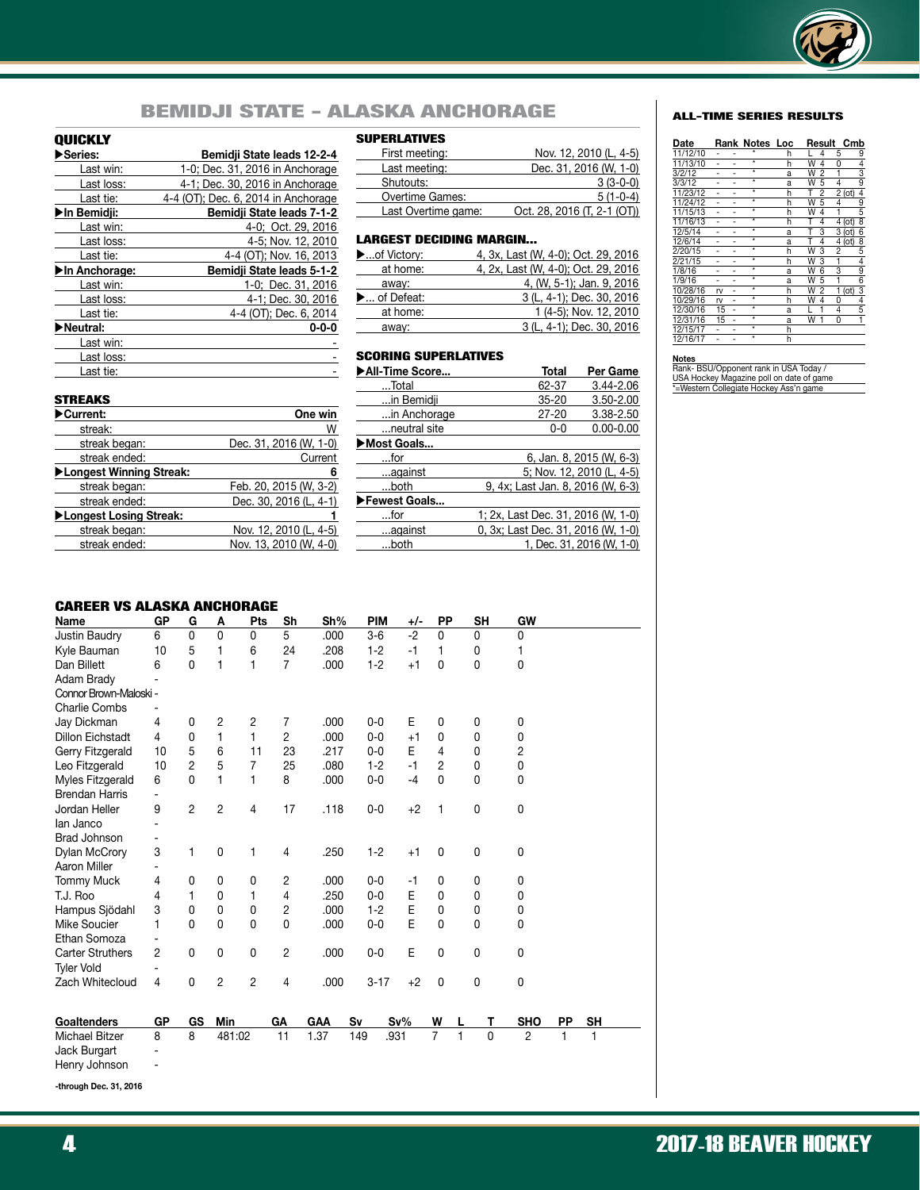# BEMIDJI STATE – ALASKA ANCHORAGE

## QUICKLY

| | |
|---|---|
| **▶Series:** | **Bemidji State leads 12-2-4** |
| Last win: | 1-0; Dec. 31, 2016 in Anchorage |
| Last loss: | 4-1; Dec. 30, 2016 in Anchorage |
| Last tie: | 4-4 (OT); Dec. 6, 2014 in Anchorage |
| **▶In Bemidji:** | **Bemidji State leads 7-1-2** |
| Last win: | 4-0; Oct. 29, 2016 |
| Last loss: | 4-5; Nov. 12, 2010 |
| Last tie: | 4-4 (OT); Nov. 16, 2013 |
| **▶In Anchorage:** | **Bemidji State leads 5-1-2** |
| Last win: | 1-0; Dec. 31, 2016 |
| Last loss: | 4-1; Dec. 30, 2016 |
| Last tie: | 4-4 (OT); Dec. 6, 2014 |
| **▶Neutral:** | **0-0-0** |
| Last win: | - |
| Last loss: | - |
| Last tie: | - |

## STREAKS

| | |
|---|---|
| **▶Current:** | **One win** |
| streak: | W |
| streak began: | Dec. 31, 2016 (W, 1-0) |
| streak ended: | Current |
| **▶Longest Winning Streak:** | **6** |
| streak began: | Feb. 20, 2015 (W, 3-2) |
| streak ended: | Dec. 30, 2016 (L, 4-1) |
| **▶Longest Losing Streak:** | **1** |
| streak began: | Nov. 12, 2010 (L, 4-5) |
| streak ended: | Nov. 13, 2010 (W, 4-0) |

## SUPERLATIVES

| | |
|---|---|
| First meeting: | Nov. 12, 2010 (L, 4-5) |
| Last meeting: | Dec. 31, 2016 (W, 1-0) |
| Shutouts: | 3 (3-0-0) |
| Overtime Games: | 5 (1-0-4) |
| Last Overtime game: | Oct. 28, 2016 (T, 2-1 (OT)) |

## LARGEST DECIDING MARGIN...

| | |
|---|---|
| ▶...of Victory: | 4, 3x, Last (W, 4-0); Oct. 29, 2016 |
| at home: | 4, 2x, Last (W, 4-0); Oct. 29, 2016 |
| away: | 4, (W, 5-1); Jan. 9, 2016 |
| ▶... of Defeat: | 3 (L, 4-1); Dec. 30, 2016 |
| at home: | 1 (4-5); Nov. 12, 2010 |
| away: | 3 (L, 4-1); Dec. 30, 2016 |

## SCORING SUPERLATIVES

| ▶All-Time Score... | Total | Per Game |
|---|---|---|
| ...Total | 62-37 | 3.44-2.06 |
| ...in Bemidji | 35-20 | 3.50-2.00 |
| ...in Anchorage | 27-20 | 3.38-2.50 |
| ...neutral site | 0-0 | 0.00-0.00 |

| | |
|---|---|
| **▶Most Goals...** | |
| ...for | 6, Jan. 8, 2015 (W, 6-3) |
| ...against | 5; Nov. 12, 2010 (L, 4-5) |
| ...both | 9, 4x; Last Jan. 8, 2016 (W, 6-3) |
| **▶Fewest Goals...** | |
| ...for | 1; 2x, Last Dec. 31, 2016 (W, 1-0) |
| ...against | 0, 3x; Last Dec. 31, 2016 (W, 1-0) |
| ...both | 1, Dec. 31, 2016 (W, 1-0) |

## CAREER VS ALASKA ANCHORAGE

| Name | GP | G | A | Pts | Sh | Sh% | PIM | +/- | PP | SH | GW |
|---|---|---|---|---|---|---|---|---|---|---|---|
| Justin Baudry | 6 | 0 | 0 | 0 | 5 | .000 | 3-6 | -2 | 0 | 0 | 0 |
| Kyle Bauman | 10 | 5 | 1 | 6 | 24 | .208 | 1-2 | -1 | 1 | 0 | 1 |
| Dan Billett | 6 | 0 | 1 | 1 | 7 | .000 | 1-2 | +1 | 0 | 0 | 0 |
| Adam Brady | - | | | | | | | | | | |
| Connor Brown-Maloski | - | | | | | | | | | | |
| Charlie Combs | - | | | | | | | | | | |
| Jay Dickman | 4 | 0 | 2 | 2 | 7 | .000 | 0-0 | E | 0 | 0 | 0 |
| Dillon Eichstadt | 4 | 0 | 1 | 1 | 2 | .000 | 0-0 | +1 | 0 | 0 | 0 |
| Gerry Fitzgerald | 10 | 5 | 6 | 11 | 23 | .217 | 0-0 | E | 4 | 0 | 2 |
| Leo Fitzgerald | 10 | 2 | 5 | 7 | 25 | .080 | 1-2 | -1 | 2 | 0 | 0 |
| Myles Fitzgerald | 6 | 0 | 1 | 1 | 8 | .000 | 0-0 | -4 | 0 | 0 | 0 |
| Brendan Harris | - | | | | | | | | | | |
| Jordan Heller | 9 | 2 | 2 | 4 | 17 | .118 | 0-0 | +2 | 1 | 0 | 0 |
| Ian Janco | - | | | | | | | | | | |
| Brad Johnson | - | | | | | | | | | | |
| Dylan McCrory | 3 | 1 | 0 | 1 | 4 | .250 | 1-2 | +1 | 0 | 0 | 0 |
| Aaron Miller | - | | | | | | | | | | |
| Tommy Muck | 4 | 0 | 0 | 0 | 2 | .000 | 0-0 | -1 | 0 | 0 | 0 |
| T.J. Roo | 4 | 1 | 0 | 1 | 4 | .250 | 0-0 | E | 0 | 0 | 0 |
| Hampus Sjödahl | 3 | 0 | 0 | 0 | 2 | .000 | 1-2 | E | 0 | 0 | 0 |
| Mike Soucier | 1 | 0 | 0 | 0 | 0 | .000 | 0-0 | E | 0 | 0 | 0 |
| Ethan Somoza | - | | | | | | | | | | |
| Carter Struthers | 2 | 0 | 0 | 0 | 2 | .000 | 0-0 | E | 0 | 0 | 0 |
| Tyler Vold | - | | | | | | | | | | |
| Zach Whitecloud | 4 | 0 | 2 | 2 | 4 | .000 | 3-17 | +2 | 0 | 0 | 0 |

| Goaltenders | GP | GS | Min | GA | GAA | Sv | Sv% | W | L | T | SHO | PP | SH |
|---|---|---|---|---|---|---|---|---|---|---|---|---|---|
| Michael Bitzer | 8 | 8 | 481:02 | 11 | 1.37 | 149 | .931 | 7 | 1 | 0 | 2 | 1 | 1 |
| Jack Burgart | - | | | | | | | | | | | | |
| Henry Johnson | - | | | | | | | | | | | | |

**-through Dec. 31, 2016**

## ALL-TIME SERIES RESULTS

| Date | Rank | | Notes | Loc | Result | | | Cmb |
|---|---|---|---|---|---|---|---|---|
| 11/12/10 | - | - | * | h | L | 4 | 5 | 9 |
| 11/13/10 | - | - | * | h | W | 4 | 0 | 4 |
| 3/2/12 | - | - | * | a | W | 2 | 1 | 3 |
| 3/3/12 | - | - | * | a | W | 5 | 4 | 9 |
| 11/23/12 | - | - | * | h | T | 2 | 2 (ot) | 4 |
| 11/24/12 | - | - | * | h | W | 5 | 4 | 9 |
| 11/15/13 | - | - | * | h | W | 4 | 1 | 5 |
| 11/16/13 | - | - | * | h | T | 4 | 4 (ot) | 8 |
| 12/5/14 | - | - | * | a | T | 3 | 3 (ot) | 6 |
| 12/6/14 | - | - | * | a | T | 4 | 4 (ot) | 8 |
| 2/20/15 | - | - | * | h | W | 3 | 2 | 5 |
| 2/21/15 | - | - | * | h | W | 3 | 1 | 4 |
| 1/8/16 | - | - | * | a | W | 6 | 3 | 9 |
| 1/9/16 | - | - | * | a | W | 5 | 1 | 6 |
| 10/28/16 | rv | - | * | h | W | 2 | 1 (ot) | 3 |
| 10/29/16 | rv | - | * | h | W | 4 | 0 | 4 |
| 12/30/16 | 15 | - | * | a | L | 1 | 4 | 5 |
| 12/31/16 | 15 | - | * | a | W | 1 | 0 | 1 |
| 12/15/17 | - | - | * | h | | | | |
| 12/16/17 | - | - | * | h | | | | |

**Notes**

Rank- BSU/Opponent rank in USA Today / USA Hockey Magazine poll on date of game

*=Western Collegiate Hockey Ass'n game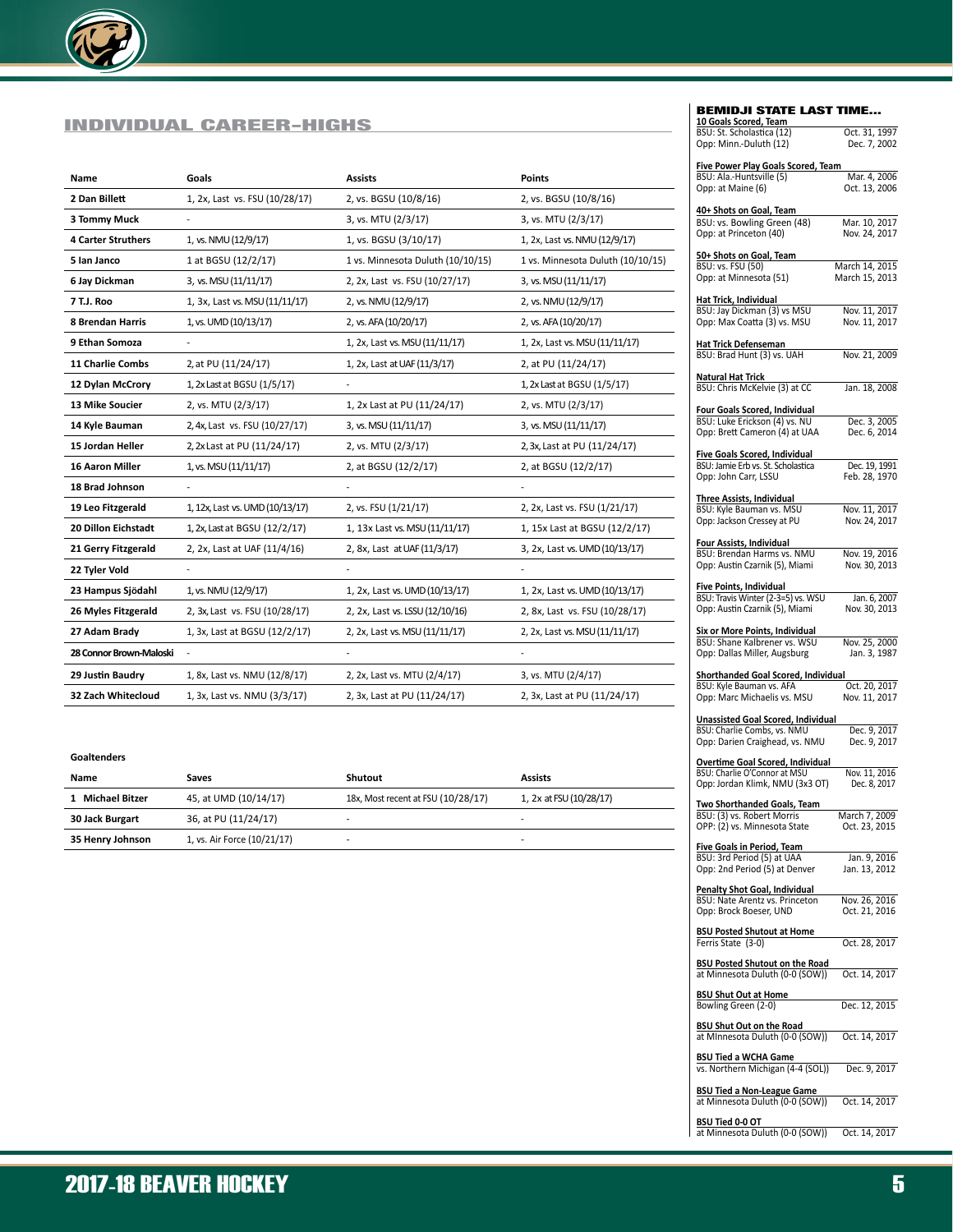## INDIVIDUAL CAREER-HIGHS

| Name | Goals | Assists | Points |
|---|---|---|---|
| 2 Dan Billett | 1, 2x, Last vs. FSU (10/28/17) | 2, vs. BGSU (10/8/16) | 2, vs. BGSU (10/8/16) |
| 3 Tommy Muck | - | 3, vs. MTU (2/3/17) | 3, vs. MTU (2/3/17) |
| 4 Carter Struthers | 1, vs. NMU (12/9/17) | 1, vs. BGSU (3/10/17) | 1, 2x, Last vs. NMU (12/9/17) |
| 5 Ian Janco | 1 at BGSU (12/2/17) | 1 vs. Minnesota Duluth (10/10/15) | 1 vs. Minnesota Duluth (10/10/15) |
| 6 Jay Dickman | 3, vs. MSU (11/11/17) | 2, 2x, Last vs. FSU (10/27/17) | 3, vs. MSU (11/11/17) |
| 7 T.J. Roo | 1, 3x, Last vs. MSU (11/11/17) | 2, vs. NMU (12/9/17) | 2, vs. NMU (12/9/17) |
| 8 Brendan Harris | 1, vs. UMD (10/13/17) | 2, vs. AFA (10/20/17) | 2, vs. AFA (10/20/17) |
| 9 Ethan Somoza | - | 1, 2x, Last vs. MSU (11/11/17) | 1, 2x, Last vs. MSU (11/11/17) |
| 11 Charlie Combs | 2, at PU (11/24/17) | 1, 2x, Last at UAF (11/3/17) | 2, at PU (11/24/17) |
| 12 Dylan McCrory | 1, 2x Last at BGSU (1/5/17) | - | 1, 2x Last at BGSU (1/5/17) |
| 13 Mike Soucier | 2, vs. MTU (2/3/17) | 1, 2x Last at PU (11/24/17) | 2, vs. MTU (2/3/17) |
| 14 Kyle Bauman | 2, 4x, Last vs. FSU (10/27/17) | 3, vs. MSU (11/11/17) | 3, vs. MSU (11/11/17) |
| 15 Jordan Heller | 2, 2x Last at PU (11/24/17) | 2, vs. MTU (2/3/17) | 2, 3x, Last at PU (11/24/17) |
| 16 Aaron Miller | 1, vs. MSU (11/11/17) | 2, at BGSU (12/2/17) | 2, at BGSU (12/2/17) |
| 18 Brad Johnson | - | - | - |
| 19 Leo Fitzgerald | 1, 12x, Last vs. UMD (10/13/17) | 2, vs. FSU (1/21/17) | 2, 2x, Last vs. FSU (1/21/17) |
| 20 Dillon Eichstadt | 1, 2x, Last at BGSU (12/2/17) | 1, 13x Last vs. MSU (11/11/17) | 1, 15x Last at BGSU (12/2/17) |
| 21 Gerry Fitzgerald | 2, 2x, Last at UAF (11/4/16) | 2, 8x, Last at UAF (11/3/17) | 3, 2x, Last vs. UMD (10/13/17) |
| 22 Tyler Vold | - | - | - |
| 23 Hampus Sjödahl | 1, vs. NMU (12/9/17) | 1, 2x, Last vs. UMD (10/13/17) | 1, 2x, Last vs. UMD (10/13/17) |
| 26 Myles Fitzgerald | 2, 3x, Last vs. FSU (10/28/17) | 2, 2x, Last vs. LSSU (12/10/16) | 2, 8x, Last vs. FSU (10/28/17) |
| 27 Adam Brady | 1, 3x, Last at BGSU (12/2/17) | 2, 2x, Last vs. MSU (11/11/17) | 2, 2x, Last vs. MSU (11/11/17) |
| 28 Connor Brown-Maloski | - | - | - |
| 29 Justin Baudry | 1, 8x, Last vs. NMU (12/8/17) | 2, 2x, Last vs. MTU (2/4/17) | 3, vs. MTU (2/4/17) |
| 32 Zach Whitecloud | 1, 3x, Last vs. NMU (3/3/17) | 2, 3x, Last at PU (11/24/17) | 2, 3x, Last at PU (11/24/17) |

**Goaltenders**

| Name | Saves | Shutout | Assists |
|---|---|---|---|
| 1 Michael Bitzer | 45, at UMD (10/14/17) | 18x, Most recent at FSU (10/28/17) | 1, 2x at FSU (10/28/17) |
| 30 Jack Burgart | 36, at PU (11/24/17) | - | - |
| 35 Henry Johnson | 1, vs. Air Force (10/21/17) | - | - |

## BEMIDJI STATE LAST TIME...

**10 Goals Scored, Team**
BSU: St. Scholastica (12) — Oct. 31, 1997
Opp: Minn.-Duluth (12) — Dec. 7, 2002

**Five Power Play Goals Scored, Team**
BSU: Ala.-Huntsville (5) — Mar. 4, 2006
Opp: at Maine (6) — Oct. 13, 2006

**40+ Shots on Goal, Team**
BSU: vs. Bowling Green (48) — Mar. 10, 2017
Opp: at Princeton (40) — Nov. 24, 2017

**50+ Shots on Goal, Team**
BSU: vs. FSU (50) — March 14, 2015
Opp: at Minnesota (51) — March 15, 2013

**Hat Trick, Individual**
BSU: Jay Dickman (3) vs MSU — Nov. 11, 2017
Opp: Max Coatta (3) vs. MSU — Nov. 11, 2017

**Hat Trick Defenseman**
BSU: Brad Hunt (3) vs. UAH — Nov. 21, 2009

**Natural Hat Trick**
BSU: Chris McKelvie (3) at CC — Jan. 18, 2008

**Four Goals Scored, Individual**
BSU: Luke Erickson (4) vs. NU — Dec. 3, 2005
Opp: Brett Cameron (4) at UAA — Dec. 6, 2014

**Five Goals Scored, Individual**
BSU: Jamie Erb vs. St. Scholastica — Dec. 19, 1991
Opp: John Carr, LSSU — Feb. 28, 1970

**Three Assists, Individual**
BSU: Kyle Bauman vs. MSU — Nov. 11, 2017
Opp: Jackson Cressey at PU — Nov. 24, 2017

**Four Assists, Individual**
BSU: Brendan Harms vs. NMU — Nov. 19, 2016
Opp: Austin Czarnik (5), Miami — Nov. 30, 2013

**Five Points, Individual**
BSU: Travis Winter (2-3=5) vs. WSU — Jan. 6, 2007
Opp: Austin Czarnik (5), Miami — Nov. 30, 2013

**Six or More Points, Individual**
BSU: Shane Kalbrener vs. WSU — Nov. 25, 2000
Opp: Dallas Miller, Augsburg — Jan. 3, 1987

**Shorthanded Goal Scored, Individual**
BSU: Kyle Bauman vs. AFA — Oct. 20, 2017
Opp: Marc Michaelis vs. MSU — Nov. 11, 2017

**Unassisted Goal Scored, Individual**
BSU: Charlie Combs, vs. NMU — Dec. 9, 2017
Opp: Darien Craighead, vs. NMU — Dec. 9, 2017

**Overtime Goal Scored, Individual**
BSU: Charlie O'Connor at MSU — Nov. 11, 2016
Opp: Jordan Klimk, NMU (3x3 OT) — Dec. 8, 2017

**Two Shorthanded Goals, Team**
BSU: (3) vs. Robert Morris — March 7, 2009
OPP: (2) vs. Minnesota State — Oct. 23, 2015

**Five Goals in Period, Team**
BSU: 3rd Period (5) at UAA — Jan. 9, 2016
Opp: 2nd Period (5) at Denver — Jan. 13, 2012

**Penalty Shot Goal, Individual**
BSU: Nate Arentz vs. Princeton — Nov. 26, 2016
Opp: Brock Boeser, UND — Oct. 21, 2016

**BSU Posted Shutout at Home**
Ferris State (3-0) — Oct. 28, 2017

**BSU Posted Shutout on the Road**
at Minnesota Duluth (0-0 (SOW)) — Oct. 14, 2017

**BSU Shut Out at Home**
Bowling Green (2-0) — Dec. 12, 2015

**BSU Shut Out on the Road**
at MInnesota Duluth (0-0 (SOW)) — Oct. 14, 2017

**BSU Tied a WCHA Game**
vs. Northern Michigan (4-4 (SOL)) — Dec. 9, 2017

**BSU Tied a Non-League Game**
at Minnesota Duluth (0-0 (SOW)) — Oct. 14, 2017

**BSU Tied 0-0 OT**
at Minnesota Duluth (0-0 (SOW)) — Oct. 14, 2017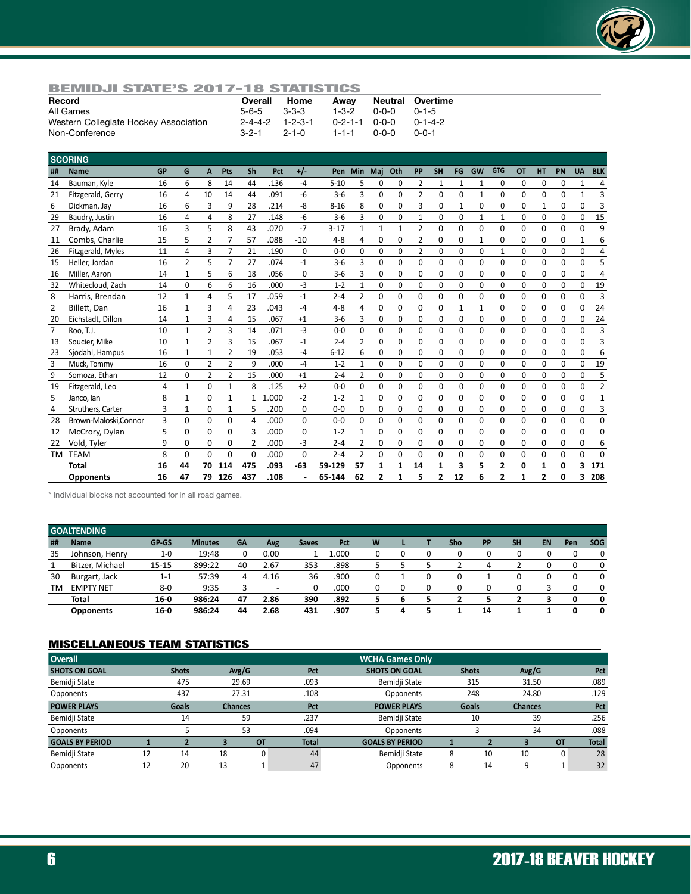## BEMIDJI STATE'S 2017-18 STATISTICS

| Record | Overall | Home | Away | Neutral | Overtime |
|---|---|---|---|---|---|
| All Games | 5-6-5 | 3-3-3 | 1-3-2 | 0-0-0 | 0-1-5 |
| Western Collegiate Hockey Association | 2-4-4-2 | 1-2-3-1 | 0-2-1-1 | 0-0-0 | 0-1-4-2 |
| Non-Conference | 3-2-1 | 2-1-0 | 1-1-1 | 0-0-0 | 0-0-1 |

### SCORING

| ## | Name | GP | G | A | Pts | Sh | Pct | +/- | Pen | Min | Maj | Oth | PP | SH | FG | GW | GTG | OT | HT | PN | UA | BLK |
|---|---|---|---|---|---|---|---|---|---|---|---|---|---|---|---|---|---|---|---|---|---|---|
| 14 | Bauman, Kyle | 16 | 6 | 8 | 14 | 44 | .136 | -4 | 5-10 | 5 | 0 | 0 | 2 | 1 | 1 | 1 | 0 | 0 | 0 | 0 | 1 | 4 |
| 21 | Fitzgerald, Gerry | 16 | 4 | 10 | 14 | 44 | .091 | -6 | 3-6 | 3 | 0 | 0 | 2 | 0 | 0 | 1 | 0 | 0 | 0 | 0 | 1 | 3 |
| 6 | Dickman, Jay | 16 | 6 | 3 | 9 | 28 | .214 | -8 | 8-16 | 8 | 0 | 0 | 3 | 0 | 1 | 0 | 0 | 0 | 1 | 0 | 0 | 3 |
| 29 | Baudry, Justin | 16 | 4 | 4 | 8 | 27 | .148 | -6 | 3-6 | 3 | 0 | 0 | 1 | 0 | 0 | 1 | 1 | 0 | 0 | 0 | 0 | 15 |
| 27 | Brady, Adam | 16 | 3 | 5 | 8 | 43 | .070 | -7 | 3-17 | 1 | 1 | 1 | 2 | 0 | 0 | 0 | 0 | 0 | 0 | 0 | 0 | 9 |
| 11 | Combs, Charlie | 15 | 5 | 2 | 7 | 57 | .088 | -10 | 4-8 | 4 | 0 | 0 | 2 | 0 | 0 | 1 | 0 | 0 | 0 | 0 | 1 | 6 |
| 26 | Fitzgerald, Myles | 11 | 4 | 3 | 7 | 21 | .190 | 0 | 0-0 | 0 | 0 | 0 | 2 | 0 | 0 | 0 | 1 | 0 | 0 | 0 | 0 | 4 |
| 15 | Heller, Jordan | 16 | 2 | 5 | 7 | 27 | .074 | -1 | 3-6 | 3 | 0 | 0 | 0 | 0 | 0 | 0 | 0 | 0 | 0 | 0 | 0 | 5 |
| 16 | Miller, Aaron | 14 | 1 | 5 | 6 | 18 | .056 | 0 | 3-6 | 3 | 0 | 0 | 0 | 0 | 0 | 0 | 0 | 0 | 0 | 0 | 0 | 4 |
| 32 | Whitecloud, Zach | 14 | 0 | 6 | 6 | 16 | .000 | -3 | 1-2 | 1 | 0 | 0 | 0 | 0 | 0 | 0 | 0 | 0 | 0 | 0 | 0 | 19 |
| 8 | Harris, Brendan | 12 | 1 | 4 | 5 | 17 | .059 | -1 | 2-4 | 2 | 0 | 0 | 0 | 0 | 0 | 0 | 0 | 0 | 0 | 0 | 0 | 3 |
| 2 | Billett, Dan | 16 | 1 | 3 | 4 | 23 | .043 | -4 | 4-8 | 4 | 0 | 0 | 0 | 0 | 1 | 1 | 0 | 0 | 0 | 0 | 0 | 24 |
| 20 | Eichstadt, Dillon | 14 | 1 | 3 | 4 | 15 | .067 | +1 | 3-6 | 3 | 0 | 0 | 0 | 0 | 0 | 0 | 0 | 0 | 0 | 0 | 0 | 24 |
| 7 | Roo, T.J. | 10 | 1 | 2 | 3 | 14 | .071 | -3 | 0-0 | 0 | 0 | 0 | 0 | 0 | 0 | 0 | 0 | 0 | 0 | 0 | 0 | 3 |
| 13 | Soucier, Mike | 10 | 1 | 2 | 3 | 15 | .067 | -1 | 2-4 | 2 | 0 | 0 | 0 | 0 | 0 | 0 | 0 | 0 | 0 | 0 | 0 | 3 |
| 23 | Sjodahl, Hampus | 16 | 1 | 1 | 2 | 19 | .053 | -4 | 6-12 | 6 | 0 | 0 | 0 | 0 | 0 | 0 | 0 | 0 | 0 | 0 | 0 | 6 |
| 3 | Muck, Tommy | 16 | 0 | 2 | 2 | 9 | .000 | -4 | 1-2 | 1 | 0 | 0 | 0 | 0 | 0 | 0 | 0 | 0 | 0 | 0 | 0 | 19 |
| 9 | Somoza, Ethan | 12 | 0 | 2 | 2 | 15 | .000 | +1 | 2-4 | 2 | 0 | 0 | 0 | 0 | 0 | 0 | 0 | 0 | 0 | 0 | 0 | 5 |
| 19 | Fitzgerald, Leo | 4 | 1 | 0 | 1 | 8 | .125 | +2 | 0-0 | 0 | 0 | 0 | 0 | 0 | 0 | 0 | 0 | 0 | 0 | 0 | 0 | 2 |
| 5 | Janco, Ian | 8 | 1 | 0 | 1 | 1 | 1.000 | -2 | 1-2 | 1 | 0 | 0 | 0 | 0 | 0 | 0 | 0 | 0 | 0 | 0 | 0 | 1 |
| 4 | Struthers, Carter | 3 | 1 | 0 | 1 | 5 | .200 | 0 | 0-0 | 0 | 0 | 0 | 0 | 0 | 0 | 0 | 0 | 0 | 0 | 0 | 0 | 3 |
| 28 | Brown-Maloski,Connor | 3 | 0 | 0 | 0 | 4 | .000 | 0 | 0-0 | 0 | 0 | 0 | 0 | 0 | 0 | 0 | 0 | 0 | 0 | 0 | 0 | 0 |
| 12 | McCrory, Dylan | 5 | 0 | 0 | 0 | 3 | .000 | 0 | 1-2 | 1 | 0 | 0 | 0 | 0 | 0 | 0 | 0 | 0 | 0 | 0 | 0 | 0 |
| 22 | Vold, Tyler | 9 | 0 | 0 | 0 | 2 | .000 | -3 | 2-4 | 2 | 0 | 0 | 0 | 0 | 0 | 0 | 0 | 0 | 0 | 0 | 0 | 6 |
| TM | TEAM | 8 | 0 | 0 | 0 | 0 | .000 | 0 | 2-4 | 2 | 0 | 0 | 0 | 0 | 0 | 0 | 0 | 0 | 0 | 0 | 0 | 0 |
| | **Total** | **16** | **44** | **70** | **114** | **475** | **.093** | **-63** | **59-129** | **57** | **1** | **1** | **14** | **1** | **3** | **5** | **2** | **0** | **1** | **0** | **3** | **171** |
| | **Opponents** | **16** | **47** | **79** | **126** | **437** | **.108** | **-** | **65-144** | **62** | **2** | **1** | **5** | **2** | **12** | **6** | **2** | **1** | **2** | **0** | **3** | **208** |

\* Individual blocks not accounted for in all road games.

### GOALTENDING

| ## | Name | GP-GS | Minutes | GA | Avg | Saves | Pct | W | L | T | Sho | PP | SH | EN | Pen | SOG |
|---|---|---|---|---|---|---|---|---|---|---|---|---|---|---|---|---|
| 35 | Johnson, Henry | 1-0 | 19:48 | 0 | 0.00 | 1 | 1.000 | 0 | 0 | 0 | 0 | 0 | 0 | 0 | 0 | 0 |
| 1 | Bitzer, Michael | 15-15 | 899:22 | 40 | 2.67 | 353 | .898 | 5 | 5 | 5 | 2 | 4 | 2 | 0 | 0 | 0 |
| 30 | Burgart, Jack | 1-1 | 57:39 | 4 | 4.16 | 36 | .900 | 0 | 1 | 0 | 0 | 1 | 0 | 0 | 0 | 0 |
| TM | EMPTY NET | 8-0 | 9:35 | 3 | - | 0 | .000 | 0 | 0 | 0 | 0 | 0 | 0 | 3 | 0 | 0 |
| | **Total** | **16-0** | **986:24** | **47** | **2.86** | **390** | **.892** | **5** | **6** | **5** | **2** | **5** | **2** | **3** | **0** | **0** |
| | **Opponents** | **16-0** | **986:24** | **44** | **2.68** | **431** | **.907** | **5** | **4** | **5** | **1** | **14** | **1** | **1** | **0** | **0** |

## MISCELLANEOUS TEAM STATISTICS

**Overall**

| SHOTS ON GOAL | Shots | Avg/G | Pct |
|---|---|---|---|
| Bemidji State | 475 | 29.69 | .093 |
| Opponents | 437 | 27.31 | .108 |

| POWER PLAYS | Goals | Chances | Pct |
|---|---|---|---|
| Bemidji State | 14 | 59 | .237 |
| Opponents | 5 | 53 | .094 |

| GOALS BY PERIOD | 1 | 2 | 3 | OT | Total |
|---|---|---|---|---|---|
| Bemidji State | 12 | 14 | 18 | 0 | 44 |
| Opponents | 12 | 20 | 13 | 1 | 47 |

**WCHA Games Only**

| SHOTS ON GOAL | Shots | Avg/G | Pct |
|---|---|---|---|
| Bemidji State | 315 | 31.50 | .089 |
| Opponents | 248 | 24.80 | .129 |

| POWER PLAYS | Goals | Chances | Pct |
|---|---|---|---|
| Bemidji State | 10 | 39 | .256 |
| Opponents | 3 | 34 | .088 |

| GOALS BY PERIOD | 1 | 2 | 3 | OT | Total |
|---|---|---|---|---|---|
| Bemidji State | 8 | 10 | 10 | 0 | 28 |
| Opponents | 8 | 14 | 9 | 1 | 32 |